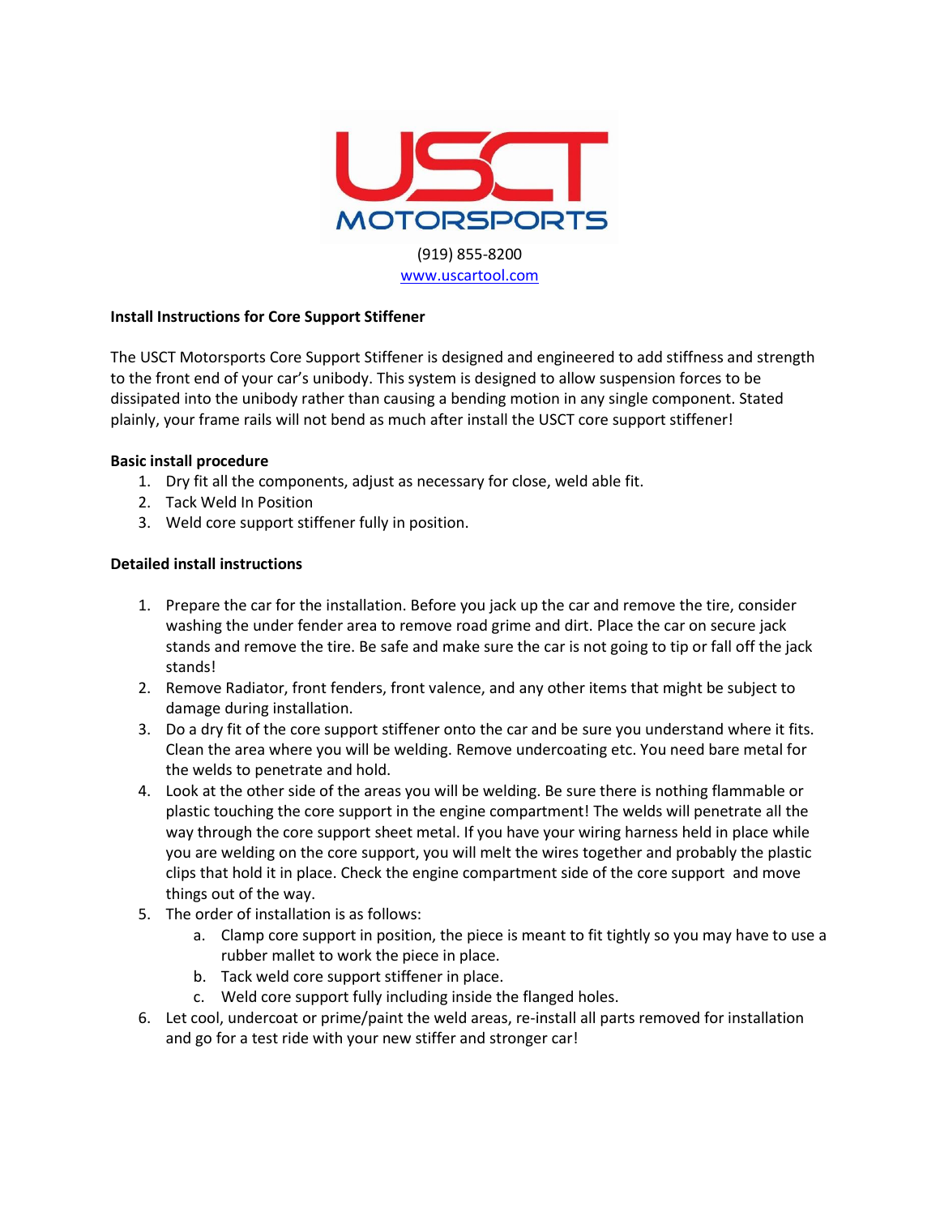USCT MOTORSPORTS

(919) 855-8200
www.uscartool.com

**Install Instructions for Core Support Stiffener**

The USCT Motorsports Core Support Stiffener is designed and engineered to add stiffness and strength to the front end of your car's unibody. This system is designed to allow suspension forces to be dissipated into the unibody rather than causing a bending motion in any single component. Stated plainly, your frame rails will not bend as much after install the USCT core support stiffener!

**Basic install procedure**

1. Dry fit all the components, adjust as necessary for close, weld able fit.
2. Tack Weld In Position
3. Weld core support stiffener fully in position.

**Detailed install instructions**

1. Prepare the car for the installation. Before you jack up the car and remove the tire, consider washing the under fender area to remove road grime and dirt. Place the car on secure jack stands and remove the tire. Be safe and make sure the car is not going to tip or fall off the jack stands!
2. Remove Radiator, front fenders, front valence, and any other items that might be subject to damage during installation.
3. Do a dry fit of the core support stiffener onto the car and be sure you understand where it fits. Clean the area where you will be welding. Remove undercoating etc. You need bare metal for the welds to penetrate and hold.
4. Look at the other side of the areas you will be welding. Be sure there is nothing flammable or plastic touching the core support in the engine compartment! The welds will penetrate all the way through the core support sheet metal. If you have your wiring harness held in place while you are welding on the core support, you will melt the wires together and probably the plastic clips that hold it in place. Check the engine compartment side of the core support and move things out of the way.
5. The order of installation is as follows:
   a. Clamp core support in position, the piece is meant to fit tightly so you may have to use a rubber mallet to work the piece in place.
   b. Tack weld core support stiffener in place.
   c. Weld core support fully including inside the flanged holes.
6. Let cool, undercoat or prime/paint the weld areas, re-install all parts removed for installation and go for a test ride with your new stiffer and stronger car!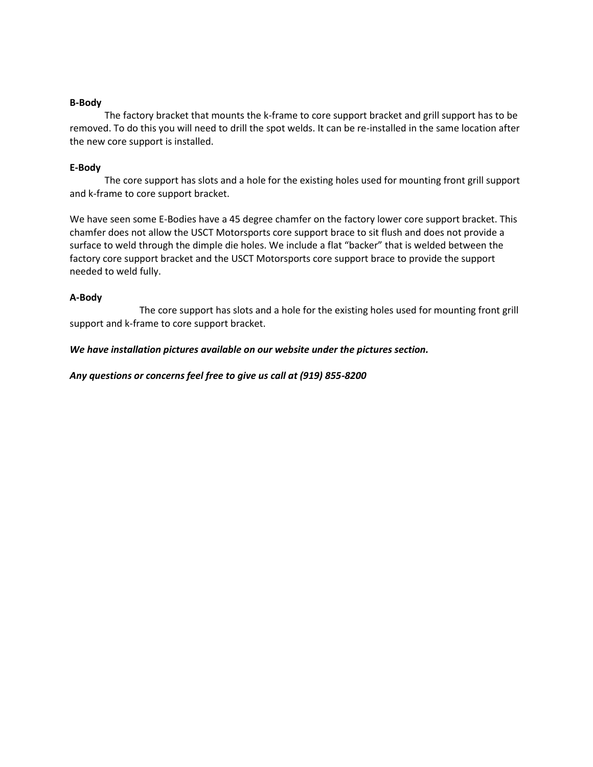**B-Body**

The factory bracket that mounts the k-frame to core support bracket and grill support has to be removed. To do this you will need to drill the spot welds. It can be re-installed in the same location after the new core support is installed.

**E-Body**

The core support has slots and a hole for the existing holes used for mounting front grill support and k-frame to core support bracket.

We have seen some E-Bodies have a 45 degree chamfer on the factory lower core support bracket. This chamfer does not allow the USCT Motorsports core support brace to sit flush and does not provide a surface to weld through the dimple die holes. We include a flat “backer” that is welded between the factory core support bracket and the USCT Motorsports core support brace to provide the support needed to weld fully.

**A-Body**

The core support has slots and a hole for the existing holes used for mounting front grill support and k-frame to core support bracket.

***We have installation pictures available on our website under the pictures section.***

***Any questions or concerns feel free to give us call at (919) 855-8200***